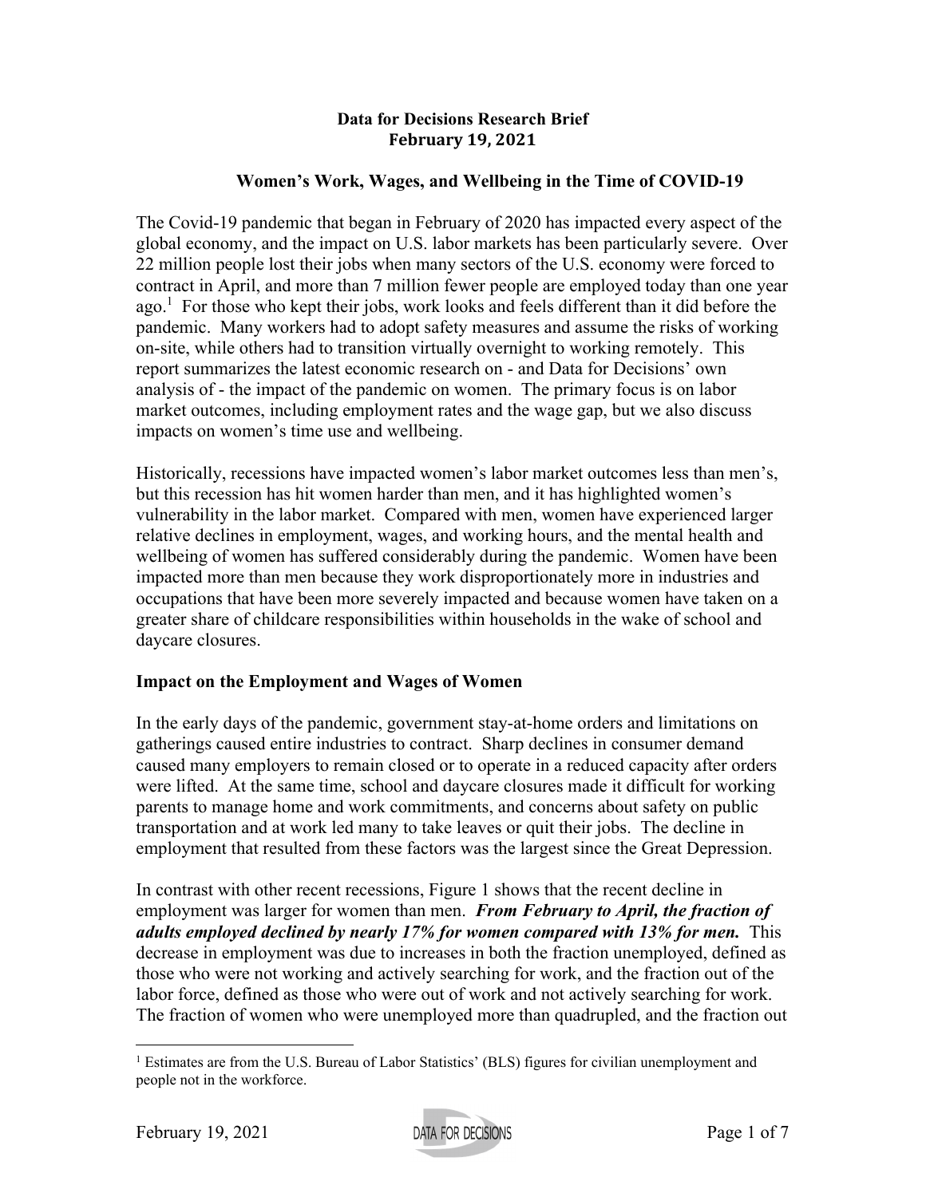**Data for Decisions Research Brief**
**February 19, 2021**

# Women's Work, Wages, and Wellbeing in the Time of COVID-19

The Covid-19 pandemic that began in February of 2020 has impacted every aspect of the global economy, and the impact on U.S. labor markets has been particularly severe. Over 22 million people lost their jobs when many sectors of the U.S. economy were forced to contract in April, and more than 7 million fewer people are employed today than one year ago.[1] For those who kept their jobs, work looks and feels different than it did before the pandemic. Many workers had to adopt safety measures and assume the risks of working on-site, while others had to transition virtually overnight to working remotely. This report summarizes the latest economic research on - and Data for Decisions' own analysis of - the impact of the pandemic on women. The primary focus is on labor market outcomes, including employment rates and the wage gap, but we also discuss impacts on women's time use and wellbeing.

Historically, recessions have impacted women's labor market outcomes less than men's, but this recession has hit women harder than men, and it has highlighted women's vulnerability in the labor market. Compared with men, women have experienced larger relative declines in employment, wages, and working hours, and the mental health and wellbeing of women has suffered considerably during the pandemic. Women have been impacted more than men because they work disproportionately more in industries and occupations that have been more severely impacted and because women have taken on a greater share of childcare responsibilities within households in the wake of school and daycare closures.

## Impact on the Employment and Wages of Women

In the early days of the pandemic, government stay-at-home orders and limitations on gatherings caused entire industries to contract. Sharp declines in consumer demand caused many employers to remain closed or to operate in a reduced capacity after orders were lifted. At the same time, school and daycare closures made it difficult for working parents to manage home and work commitments, and concerns about safety on public transportation and at work led many to take leaves or quit their jobs. The decline in employment that resulted from these factors was the largest since the Great Depression.

In contrast with other recent recessions, Figure 1 shows that the recent decline in employment was larger for women than men. ***From February to April, the fraction of adults employed declined by nearly 17% for women compared with 13% for men.*** This decrease in employment was due to increases in both the fraction unemployed, defined as those who were not working and actively searching for work, and the fraction out of the labor force, defined as those who were out of work and not actively searching for work. The fraction of women who were unemployed more than quadrupled, and the fraction out

[1] Estimates are from the U.S. Bureau of Labor Statistics' (BLS) figures for civilian unemployment and people not in the workforce.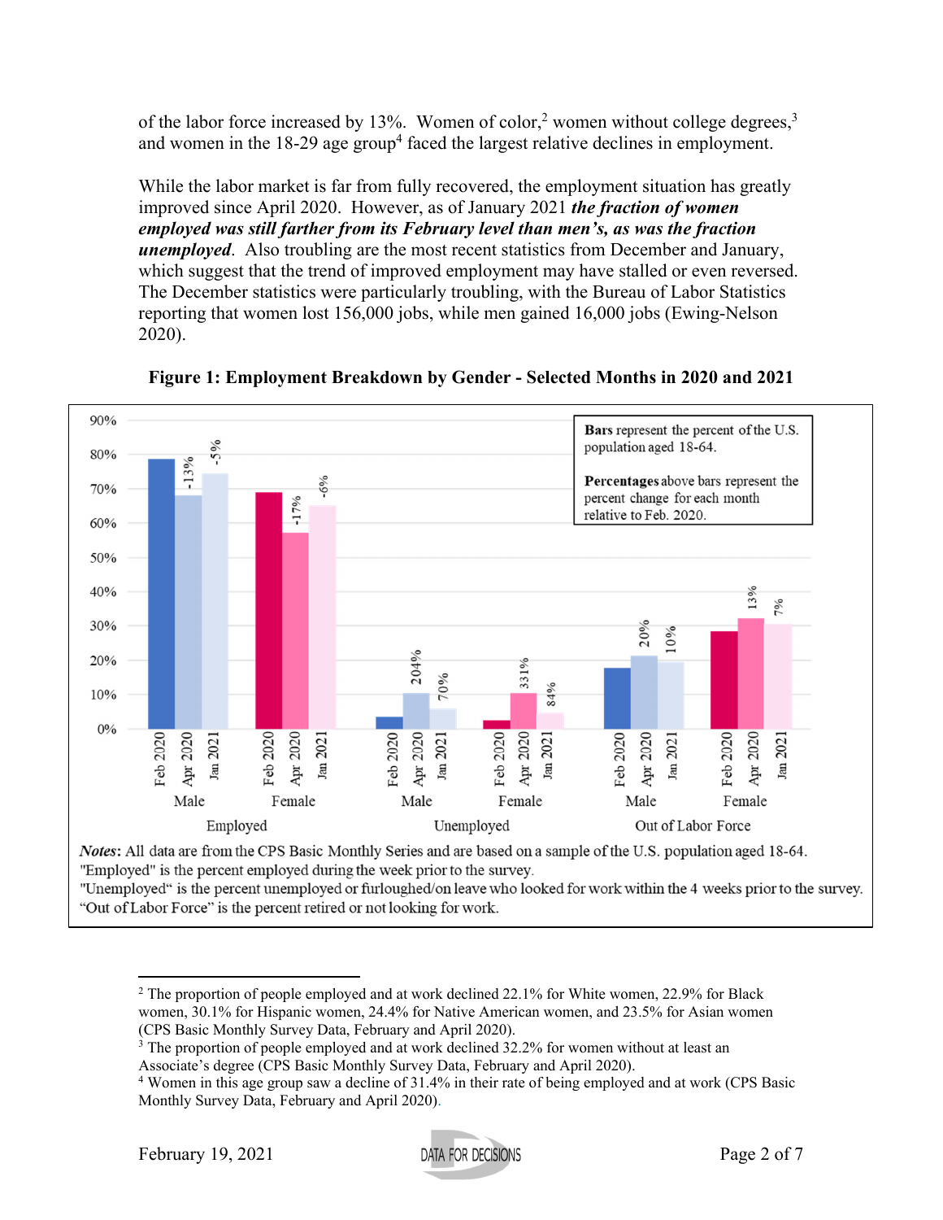of the labor force increased by 13%. Women of color,[2] women without college degrees,[3] and women in the 18-29 age group[4] faced the largest relative declines in employment.

While the labor market is far from fully recovered, the employment situation has greatly improved since April 2020. However, as of January 2021 ***the fraction of women employed was still farther from its February level than men's, as was the fraction unemployed***. Also troubling are the most recent statistics from December and January, which suggest that the trend of improved employment may have stalled or even reversed. The December statistics were particularly troubling, with the Bureau of Labor Statistics reporting that women lost 156,000 jobs, while men gained 16,000 jobs (Ewing-Nelson 2020).

**Figure 1: Employment Breakdown by Gender - Selected Months in 2020 and 2021**

**Bars** represent the percent of the U.S. population aged 18-64.

**Percentages** above bars represent the percent change for each month relative to Feb. 2020.

| Category | Gender | Feb 2020 | Apr 2020 | Jan 2021 |
| --- | --- | --- | --- | --- |
| Employed | Male | | -13% | -5% |
| Employed | Female | | -17% | -6% |
| Unemployed | Male | | 204% | 70% |
| Unemployed | Female | | 331% | 84% |
| Out of Labor Force | Male | | 20% | 10% |
| Out of Labor Force | Female | | 13% | 7% |

***Notes***: All data are from the CPS Basic Monthly Series and are based on a sample of the U.S. population aged 18-64.
"Employed" is the percent employed during the week prior to the survey.
"Unemployed" is the percent unemployed or furloughed/on leave who looked for work within the 4 weeks prior to the survey.
"Out of Labor Force" is the percent retired or not looking for work.

---

[2] The proportion of people employed and at work declined 22.1% for White women, 22.9% for Black women, 30.1% for Hispanic women, 24.4% for Native American women, and 23.5% for Asian women (CPS Basic Monthly Survey Data, February and April 2020).

[3] The proportion of people employed and at work declined 32.2% for women without at least an Associate's degree (CPS Basic Monthly Survey Data, February and April 2020).

[4] Women in this age group saw a decline of 31.4% in their rate of being employed and at work (CPS Basic Monthly Survey Data, February and April 2020).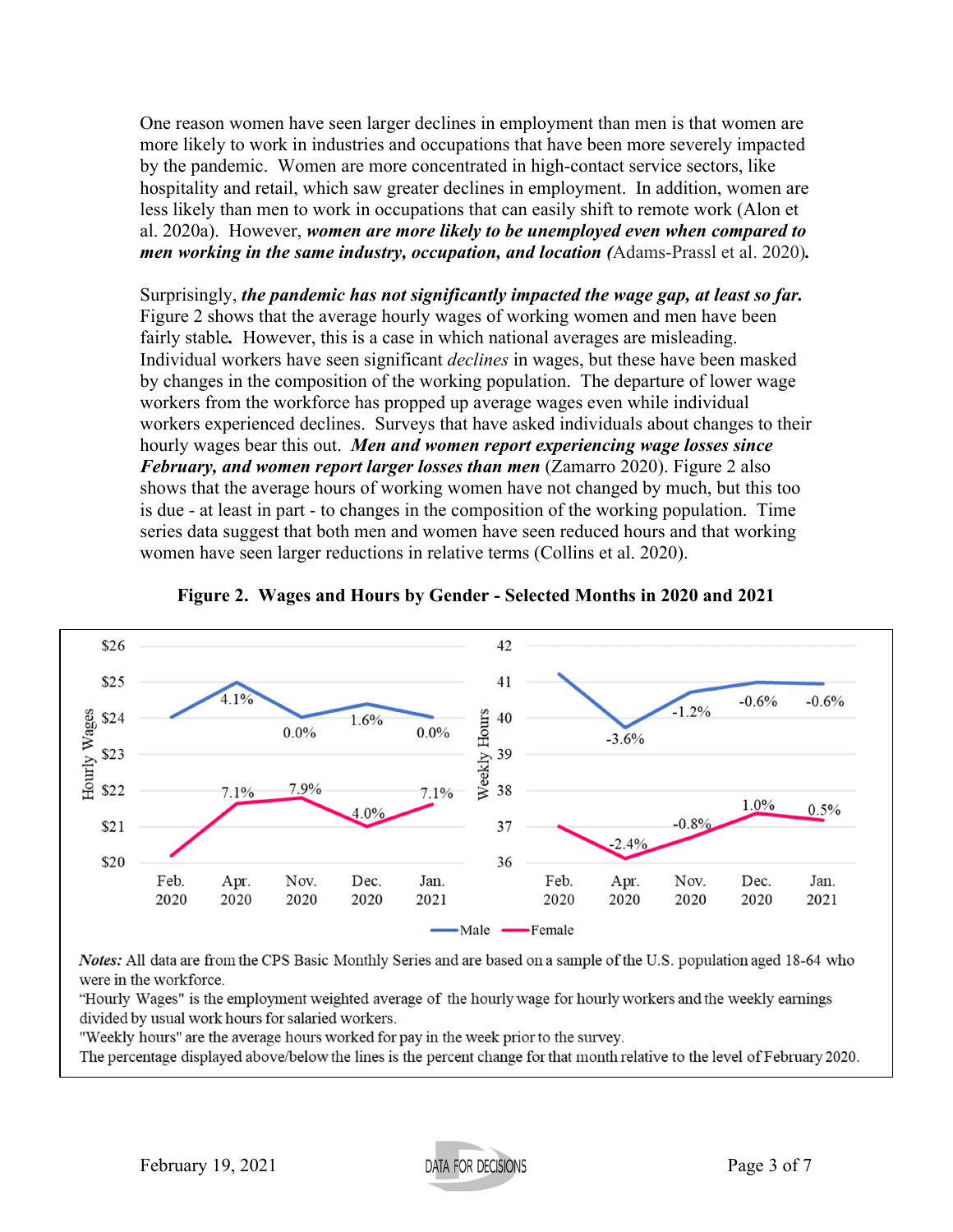One reason women have seen larger declines in employment than men is that women are more likely to work in industries and occupations that have been more severely impacted by the pandemic. Women are more concentrated in high-contact service sectors, like hospitality and retail, which saw greater declines in employment. In addition, women are less likely than men to work in occupations that can easily shift to remote work (Alon et al. 2020a). However, ***women are more likely to be unemployed even when compared to men working in the same industry, occupation, and location (***Adams-Prassl et al. 2020)***.***

Surprisingly, ***the pandemic has not significantly impacted the wage gap, at least so far.*** Figure 2 shows that the average hourly wages of working women and men have been fairly stable***.*** However, this is a case in which national averages are misleading. Individual workers have seen significant *declines* in wages, but these have been masked by changes in the composition of the working population. The departure of lower wage workers from the workforce has propped up average wages even while individual workers experienced declines. Surveys that have asked individuals about changes to their hourly wages bear this out. ***Men and women report experiencing wage losses since February, and women report larger losses than men*** (Zamarro 2020). Figure 2 also shows that the average hours of working women have not changed by much, but this too is due - at least in part - to changes in the composition of the working population. Time series data suggest that both men and women have seen reduced hours and that working women have seen larger reductions in relative terms (Collins et al. 2020).

**Figure 2. Wages and Hours by Gender - Selected Months in 2020 and 2021**

*Notes:* All data are from the CPS Basic Monthly Series and are based on a sample of the U.S. population aged 18-64 who were in the workforce.
"Hourly Wages" is the employment weighted average of the hourly wage for hourly workers and the weekly earnings divided by usual work hours for salaried workers.
"Weekly hours" are the average hours worked for pay in the week prior to the survey.
The percentage displayed above/below the lines is the percent change for that month relative to the level of February 2020.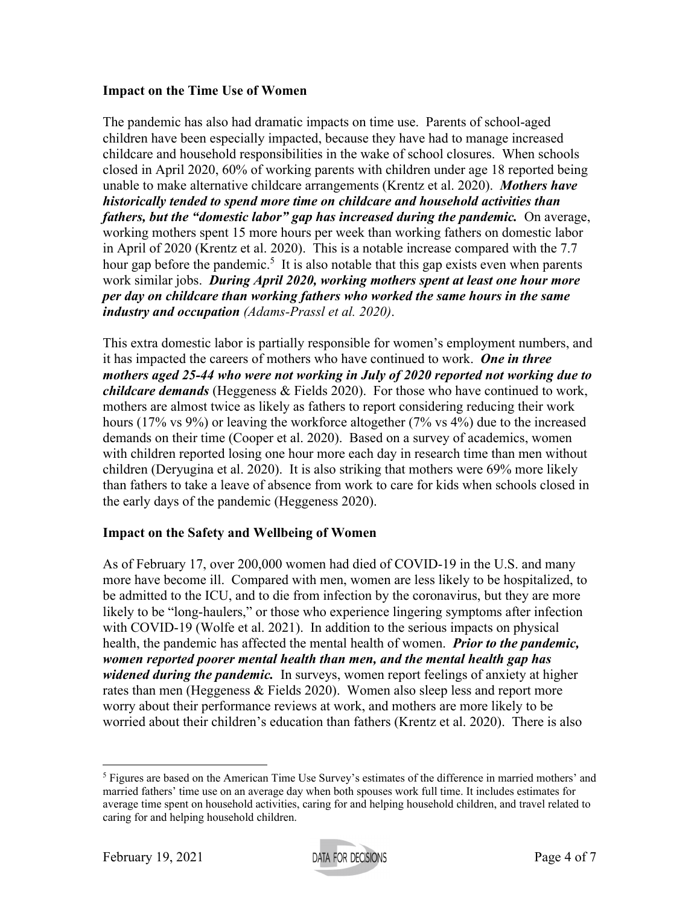### Impact on the Time Use of Women

The pandemic has also had dramatic impacts on time use. Parents of school-aged children have been especially impacted, because they have had to manage increased childcare and household responsibilities in the wake of school closures. When schools closed in April 2020, 60% of working parents with children under age 18 reported being unable to make alternative childcare arrangements (Krentz et al. 2020). ***Mothers have historically tended to spend more time on childcare and household activities than fathers, but the "domestic labor" gap has increased during the pandemic.*** On average, working mothers spent 15 more hours per week than working fathers on domestic labor in April of 2020 (Krentz et al. 2020). This is a notable increase compared with the 7.7 hour gap before the pandemic.[5] It is also notable that this gap exists even when parents work similar jobs. ***During April 2020, working mothers spent at least one hour more per day on childcare than working fathers who worked the same hours in the same industry and occupation*** *(Adams-Prassl et al. 2020)*.

This extra domestic labor is partially responsible for women's employment numbers, and it has impacted the careers of mothers who have continued to work. ***One in three mothers aged 25-44 who were not working in July of 2020 reported not working due to childcare demands*** (Heggeness & Fields 2020). For those who have continued to work, mothers are almost twice as likely as fathers to report considering reducing their work hours (17% vs 9%) or leaving the workforce altogether (7% vs 4%) due to the increased demands on their time (Cooper et al. 2020). Based on a survey of academics, women with children reported losing one hour more each day in research time than men without children (Deryugina et al. 2020). It is also striking that mothers were 69% more likely than fathers to take a leave of absence from work to care for kids when schools closed in the early days of the pandemic (Heggeness 2020).

### Impact on the Safety and Wellbeing of Women

As of February 17, over 200,000 women had died of COVID-19 in the U.S. and many more have become ill. Compared with men, women are less likely to be hospitalized, to be admitted to the ICU, and to die from infection by the coronavirus, but they are more likely to be "long-haulers," or those who experience lingering symptoms after infection with COVID-19 (Wolfe et al. 2021). In addition to the serious impacts on physical health, the pandemic has affected the mental health of women. ***Prior to the pandemic, women reported poorer mental health than men, and the mental health gap has widened during the pandemic.*** In surveys, women report feelings of anxiety at higher rates than men (Heggeness & Fields 2020). Women also sleep less and report more worry about their performance reviews at work, and mothers are more likely to be worried about their children's education than fathers (Krentz et al. 2020). There is also

[5] Figures are based on the American Time Use Survey's estimates of the difference in married mothers' and married fathers' time use on an average day when both spouses work full time. It includes estimates for average time spent on household activities, caring for and helping household children, and travel related to caring for and helping household children.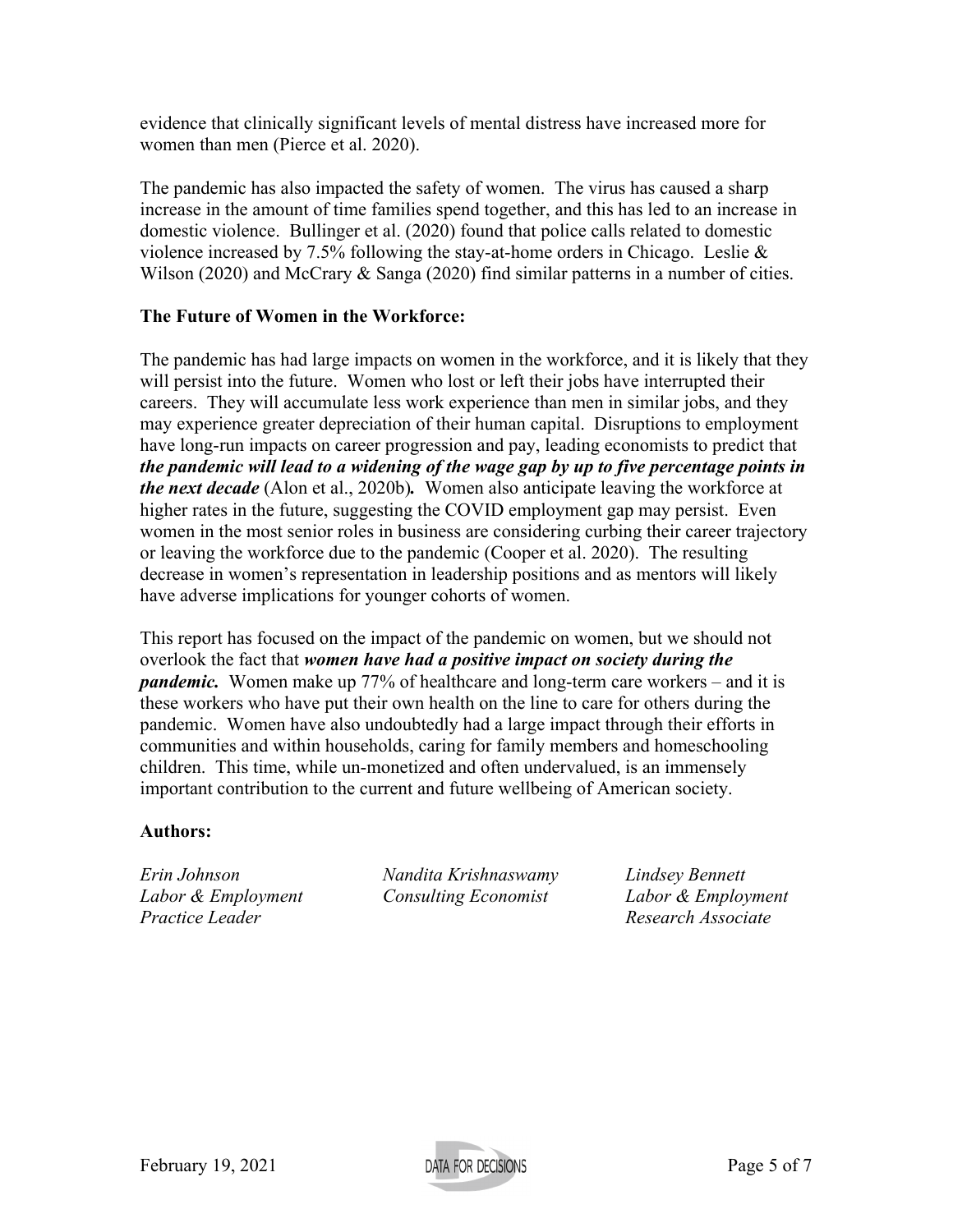evidence that clinically significant levels of mental distress have increased more for women than men (Pierce et al. 2020).

The pandemic has also impacted the safety of women. The virus has caused a sharp increase in the amount of time families spend together, and this has led to an increase in domestic violence. Bullinger et al. (2020) found that police calls related to domestic violence increased by 7.5% following the stay-at-home orders in Chicago. Leslie & Wilson (2020) and McCrary & Sanga (2020) find similar patterns in a number of cities.

**The Future of Women in the Workforce:**

The pandemic has had large impacts on women in the workforce, and it is likely that they will persist into the future. Women who lost or left their jobs have interrupted their careers. They will accumulate less work experience than men in similar jobs, and they may experience greater depreciation of their human capital. Disruptions to employment have long-run impacts on career progression and pay, leading economists to predict that ***the pandemic will lead to a widening of the wage gap by up to five percentage points in the next decade*** (Alon et al., 2020b)***.*** Women also anticipate leaving the workforce at higher rates in the future, suggesting the COVID employment gap may persist. Even women in the most senior roles in business are considering curbing their career trajectory or leaving the workforce due to the pandemic (Cooper et al. 2020). The resulting decrease in women's representation in leadership positions and as mentors will likely have adverse implications for younger cohorts of women.

This report has focused on the impact of the pandemic on women, but we should not overlook the fact that ***women have had a positive impact on society during the pandemic.*** Women make up 77% of healthcare and long-term care workers – and it is these workers who have put their own health on the line to care for others during the pandemic. Women have also undoubtedly had a large impact through their efforts in communities and within households, caring for family members and homeschooling children. This time, while un-monetized and often undervalued, is an immensely important contribution to the current and future wellbeing of American society.

**Authors:**

*Erin Johnson*
*Labor & Employment Practice Leader*

*Nandita Krishnaswamy*
*Consulting Economist*

*Lindsey Bennett*
*Labor & Employment Research Associate*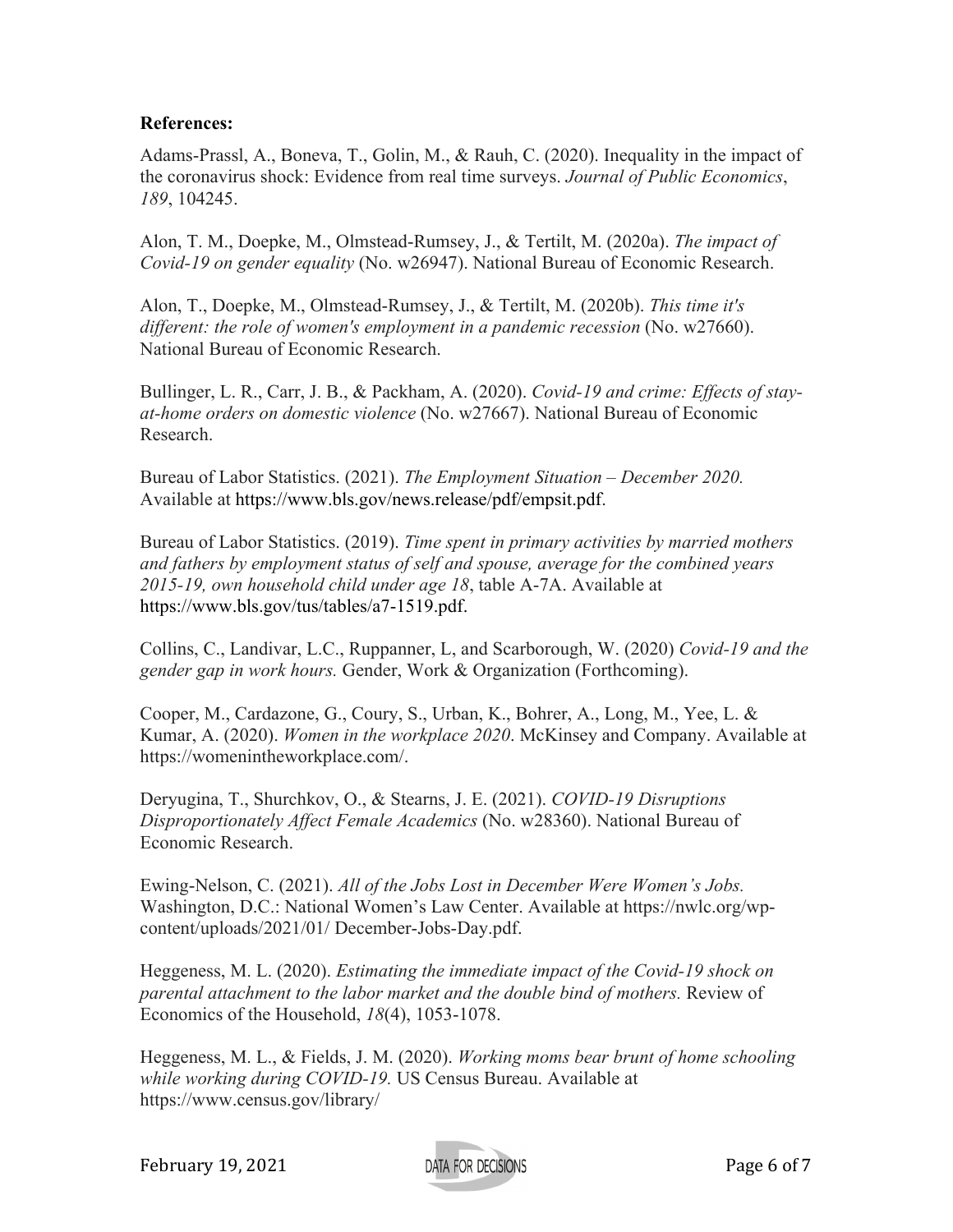**References:**

Adams-Prassl, A., Boneva, T., Golin, M., & Rauh, C. (2020). Inequality in the impact of the coronavirus shock: Evidence from real time surveys. *Journal of Public Economics*, *189*, 104245.

Alon, T. M., Doepke, M., Olmstead-Rumsey, J., & Tertilt, M. (2020a). *The impact of Covid-19 on gender equality* (No. w26947). National Bureau of Economic Research.

Alon, T., Doepke, M., Olmstead-Rumsey, J., & Tertilt, M. (2020b). *This time it's different: the role of women's employment in a pandemic recession* (No. w27660). National Bureau of Economic Research.

Bullinger, L. R., Carr, J. B., & Packham, A. (2020). *Covid-19 and crime: Effects of stay-at-home orders on domestic violence* (No. w27667). National Bureau of Economic Research.

Bureau of Labor Statistics. (2021). *The Employment Situation – December 2020.* Available at https://www.bls.gov/news.release/pdf/empsit.pdf.

Bureau of Labor Statistics. (2019). *Time spent in primary activities by married mothers and fathers by employment status of self and spouse, average for the combined years 2015-19, own household child under age 18*, table A-7A. Available at https://www.bls.gov/tus/tables/a7-1519.pdf.

Collins, C., Landivar, L.C., Ruppanner, L, and Scarborough, W. (2020) *Covid-19 and the gender gap in work hours.* Gender, Work & Organization (Forthcoming).

Cooper, M., Cardazone, G., Coury, S., Urban, K., Bohrer, A., Long, M., Yee, L. & Kumar, A. (2020). *Women in the workplace 2020*. McKinsey and Company. Available at https://womenintheworkplace.com/.

Deryugina, T., Shurchkov, O., & Stearns, J. E. (2021). *COVID-19 Disruptions Disproportionately Affect Female Academics* (No. w28360). National Bureau of Economic Research.

Ewing-Nelson, C. (2021). *All of the Jobs Lost in December Were Women's Jobs.* Washington, D.C.: National Women's Law Center. Available at https://nwlc.org/wp-content/uploads/2021/01/ December-Jobs-Day.pdf.

Heggeness, M. L. (2020). *Estimating the immediate impact of the Covid-19 shock on parental attachment to the labor market and the double bind of mothers.* Review of Economics of the Household, *18*(4), 1053-1078.

Heggeness, M. L., & Fields, J. M. (2020). *Working moms bear brunt of home schooling while working during COVID-19.* US Census Bureau. Available at https://www.census.gov/library/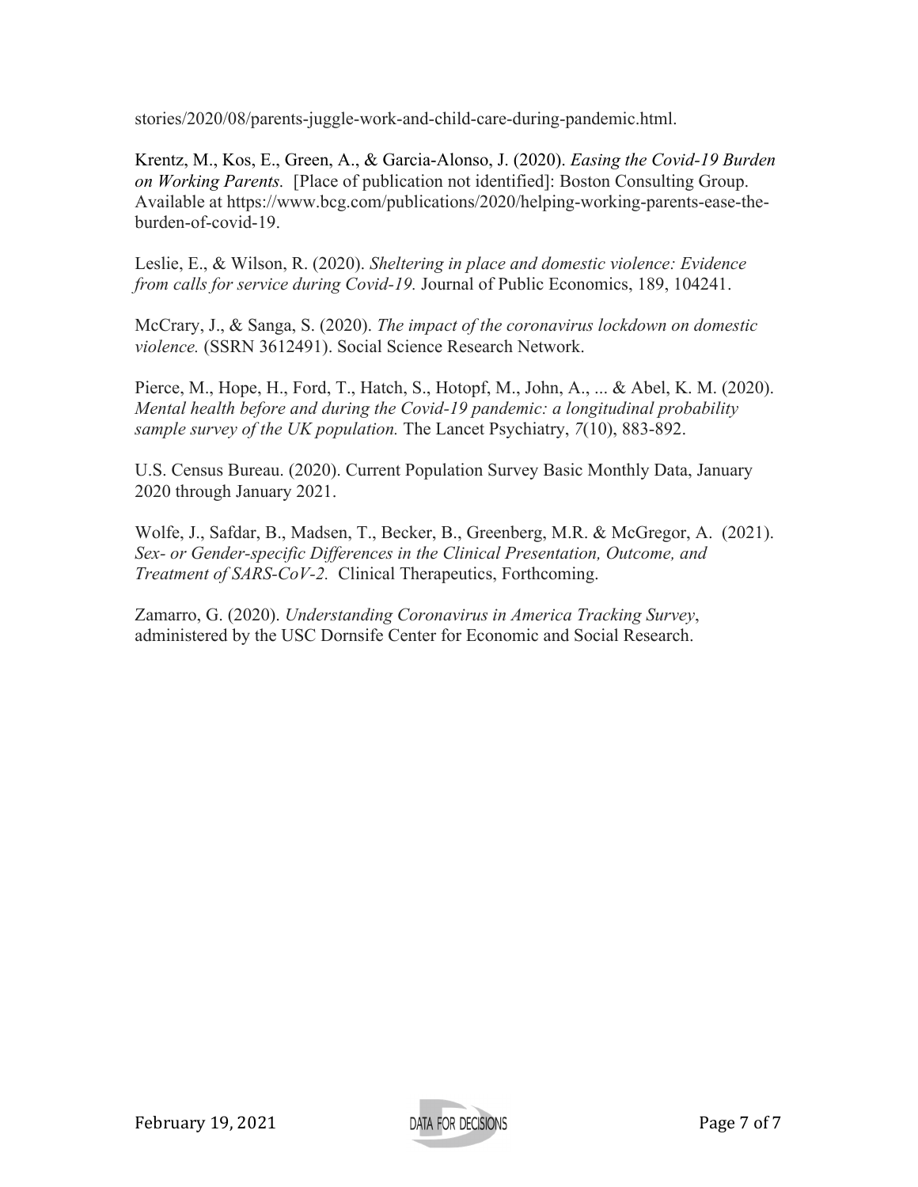stories/2020/08/parents-juggle-work-and-child-care-during-pandemic.html.

Krentz, M., Kos, E., Green, A., & Garcia-Alonso, J. (2020). *Easing the Covid-19 Burden on Working Parents.* [Place of publication not identified]: Boston Consulting Group. Available at https://www.bcg.com/publications/2020/helping-working-parents-ease-the-burden-of-covid-19.

Leslie, E., & Wilson, R. (2020). *Sheltering in place and domestic violence: Evidence from calls for service during Covid-19.* Journal of Public Economics, 189, 104241.

McCrary, J., & Sanga, S. (2020). *The impact of the coronavirus lockdown on domestic violence.* (SSRN 3612491). Social Science Research Network.

Pierce, M., Hope, H., Ford, T., Hatch, S., Hotopf, M., John, A., ... & Abel, K. M. (2020). *Mental health before and during the Covid-19 pandemic: a longitudinal probability sample survey of the UK population.* The Lancet Psychiatry, *7*(10), 883-892.

U.S. Census Bureau. (2020). Current Population Survey Basic Monthly Data, January 2020 through January 2021.

Wolfe, J., Safdar, B., Madsen, T., Becker, B., Greenberg, M.R. & McGregor, A. (2021). *Sex- or Gender-specific Differences in the Clinical Presentation, Outcome, and Treatment of SARS-CoV-2.* Clinical Therapeutics, Forthcoming.

Zamarro, G. (2020). *Understanding Coronavirus in America Tracking Survey*, administered by the USC Dornsife Center for Economic and Social Research.